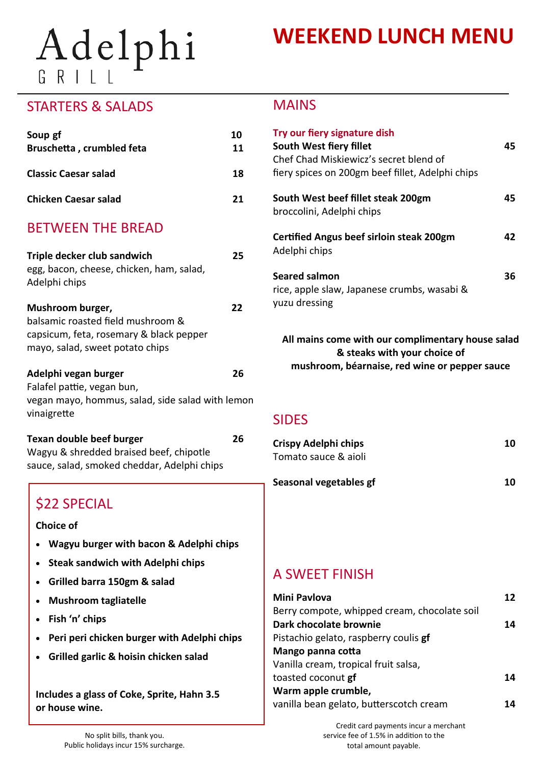# Adelphi GRILL

# WEEKEND LUNCH MENU

## STARTERS & SALADS

**Soup gf** 10

**Bruschetta , crumbled feta** 11

**Classic Caesar salad** 18

**Chicken Caesar salad** 21

## BETWEEN THE BREAD

**Triple decker club sandwich** 25
egg, bacon, cheese, chicken, ham, salad, Adelphi chips

**Mushroom burger,** 22
balsamic roasted field mushroom & capsicum, feta, rosemary & black pepper mayo, salad, sweet potato chips

**Adelphi vegan burger** 26
Falafel pattie, vegan bun, vegan mayo, hommus, salad, side salad with lemon vinaigrette

**Texan double beef burger** 26
Wagyu & shredded braised beef, chipotle sauce, salad, smoked cheddar, Adelphi chips

## $22 SPECIAL

**Choice of**

- **Wagyu burger with bacon & Adelphi chips**
- **Steak sandwich with Adelphi chips**
- **Grilled barra 150gm & salad**
- **Mushroom tagliatelle**
- **Fish 'n' chips**
- **Peri peri chicken burger with Adelphi chips**
- **Grilled garlic & hoisin chicken salad**

**Includes a glass of Coke, Sprite, Hahn 3.5 or house wine.**

No split bills, thank you.
Public holidays incur 15% surcharge.

## MAINS

**Try our fiery signature dish**

**South West fiery fillet** 45
Chef Chad Miskiewicz's secret blend of fiery spices on 200gm beef fillet, Adelphi chips

**South West beef fillet steak 200gm** 45
broccolini, Adelphi chips

**Certified Angus beef sirloin steak 200gm** 42
Adelphi chips

**Seared salmon** 36
rice, apple slaw, Japanese crumbs, wasabi & yuzu dressing

**All mains come with our complimentary house salad & steaks with your choice of mushroom, béarnaise, red wine or pepper sauce**

## SIDES

**Crispy Adelphi chips** 10
Tomato sauce & aioli

**Seasonal vegetables gf** 10

## A SWEET FINISH

**Mini Pavlova** 12
Berry compote, whipped cream, chocolate soil

**Dark chocolate brownie** 14
Pistachio gelato, raspberry coulis **gf**

**Mango panna cotta** 14
Vanilla cream, tropical fruit salsa, toasted coconut **gf**

**Warm apple crumble,** 14
vanilla bean gelato, butterscotch cream

Credit card payments incur a merchant service fee of 1.5% in addition to the total amount payable.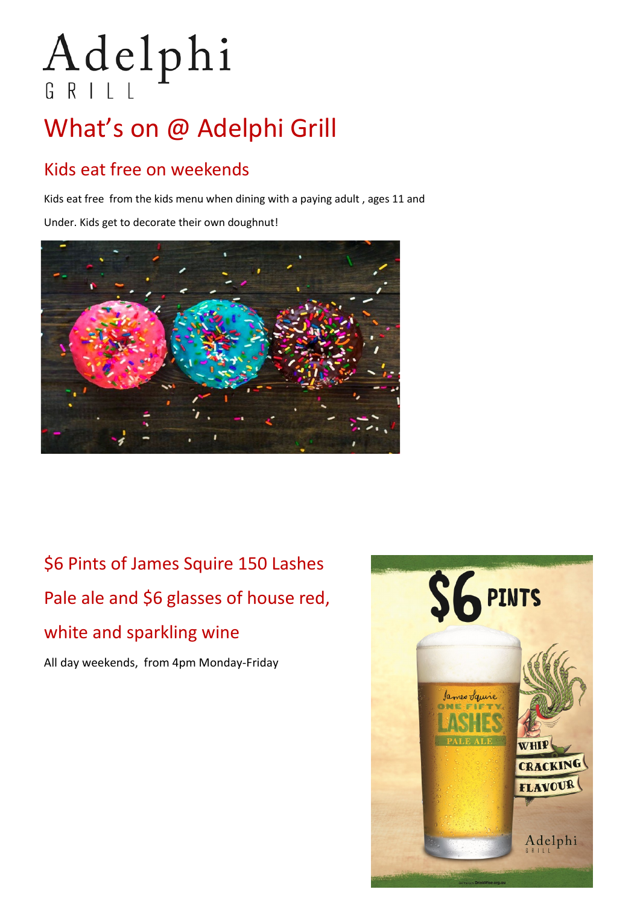# Adelphi

GRILL

# What's on @ Adelphi Grill

## Kids eat free on weekends

Kids eat free from the kids menu when dining with a paying adult , ages 11 and Under. Kids get to decorate their own doughnut!

## $6 Pints of James Squire 150 Lashes Pale ale and $6 glasses of house red, white and sparkling wine

All day weekends, from 4pm Monday-Friday